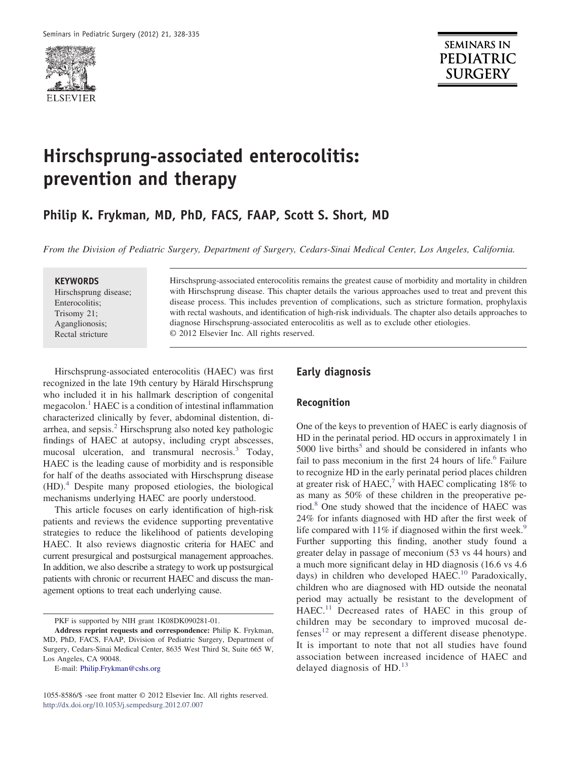# Hirschsprung-associated enterocolitis: prevention and therapy

**Philip K. Frykman, MD, PhD, FACS, FAAP, Scott S. Short, MD**

*From the Division of Pediatric Surgery, Department of Surgery, Cedars-Sinai Medical Center, Los Angeles, California.*

**KEYWORDS**
Hirschsprung disease;
Enterocolitis;
Trisomy 21;
Aganglionosis;
Rectal stricture

Hirschsprung-associated enterocolitis remains the greatest cause of morbidity and mortality in children with Hirschsprung disease. This chapter details the various approaches used to treat and prevent this disease process. This includes prevention of complications, such as stricture formation, prophylaxis with rectal washouts, and identification of high-risk individuals. The chapter also details approaches to diagnose Hirschsprung-associated enterocolitis as well as to exclude other etiologies.
© 2012 Elsevier Inc. All rights reserved.

Hirschsprung-associated enterocolitis (HAEC) was first recognized in the late 19th century by Härald Hirschsprung who included it in his hallmark description of congenital megacolon.[1] HAEC is a condition of intestinal inflammation characterized clinically by fever, abdominal distention, diarrhea, and sepsis.[2] Hirschsprung also noted key pathologic findings of HAEC at autopsy, including crypt abscesses, mucosal ulceration, and transmural necrosis.[3] Today, HAEC is the leading cause of morbidity and is responsible for half of the deaths associated with Hirschsprung disease (HD).[4] Despite many proposed etiologies, the biological mechanisms underlying HAEC are poorly understood.

This article focuses on early identification of high-risk patients and reviews the evidence supporting preventative strategies to reduce the likelihood of patients developing HAEC. It also reviews diagnostic criteria for HAEC and current presurgical and postsurgical management approaches. In addition, we also describe a strategy to work up postsurgical patients with chronic or recurrent HAEC and discuss the management options to treat each underlying cause.

PKF is supported by NIH grant 1K08DK090281-01.

**Address reprint requests and correspondence:** Philip K. Frykman, MD, PhD, FACS, FAAP, Division of Pediatric Surgery, Department of Surgery, Cedars-Sinai Medical Center, 8635 West Third St, Suite 665 W, Los Angeles, CA 90048.

E-mail: Philip.Frykman@cshs.org

1055-8586/$ -see front matter © 2012 Elsevier Inc. All rights reserved.
http://dx.doi.org/10.1053/j.sempedsurg.2012.07.007

## Early diagnosis

### Recognition

One of the keys to prevention of HAEC is early diagnosis of HD in the perinatal period. HD occurs in approximately 1 in 5000 live births[5] and should be considered in infants who fail to pass meconium in the first 24 hours of life.[6] Failure to recognize HD in the early perinatal period places children at greater risk of HAEC,[7] with HAEC complicating 18% to as many as 50% of these children in the preoperative period.[8] One study showed that the incidence of HAEC was 24% for infants diagnosed with HD after the first week of life compared with 11% if diagnosed within the first week.[9] Further supporting this finding, another study found a greater delay in passage of meconium (53 vs 44 hours) and a much more significant delay in HD diagnosis (16.6 vs 4.6 days) in children who developed HAEC.[10] Paradoxically, children who are diagnosed with HD outside the neonatal period may actually be resistant to the development of HAEC.[11] Decreased rates of HAEC in this group of children may be secondary to improved mucosal defenses[12] or may represent a different disease phenotype. It is important to note that not all studies have found association between increased incidence of HAEC and delayed diagnosis of HD.[13]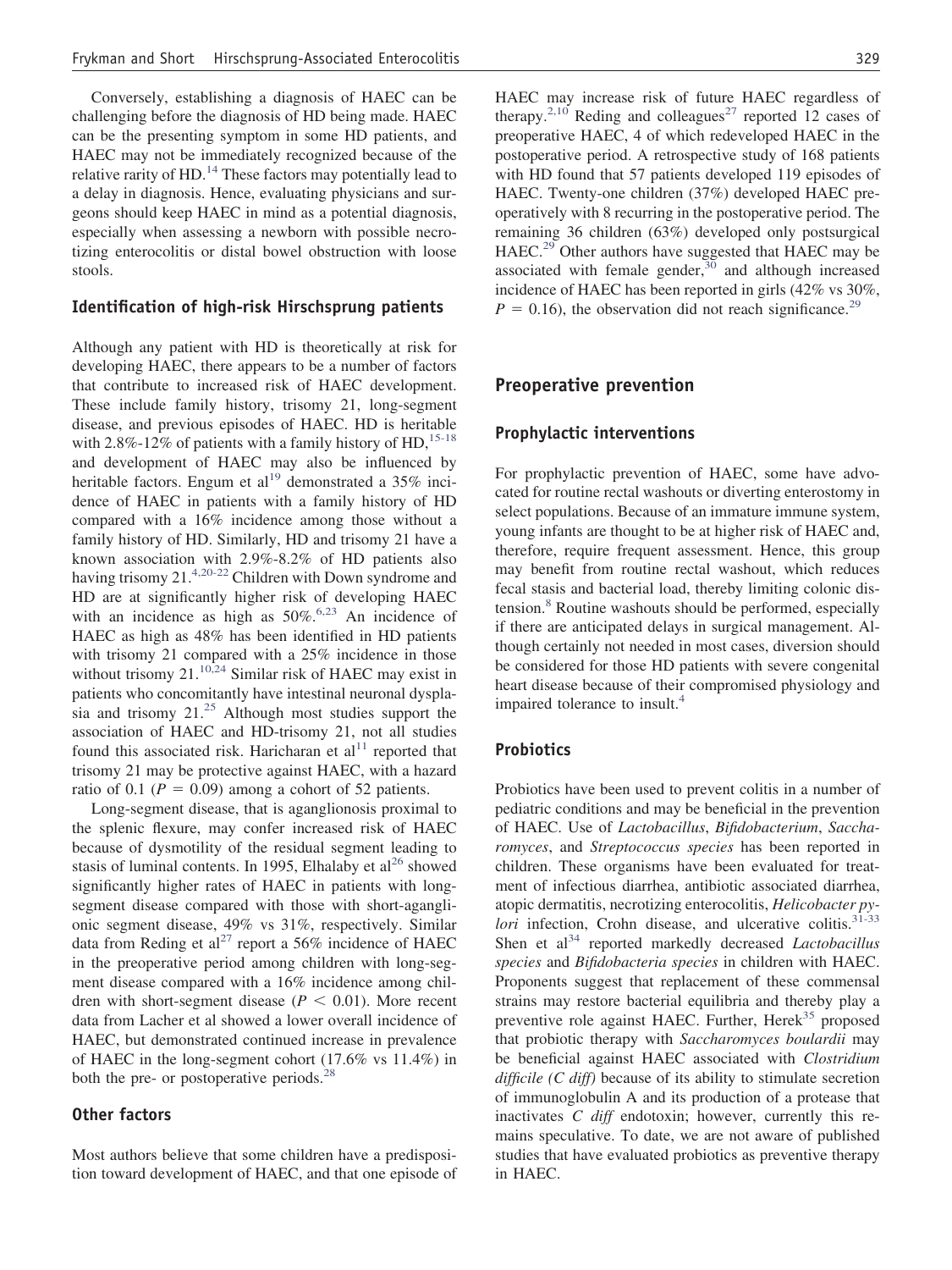Conversely, establishing a diagnosis of HAEC can be challenging before the diagnosis of HD being made. HAEC can be the presenting symptom in some HD patients, and HAEC may not be immediately recognized because of the relative rarity of HD.[14] These factors may potentially lead to a delay in diagnosis. Hence, evaluating physicians and surgeons should keep HAEC in mind as a potential diagnosis, especially when assessing a newborn with possible necrotizing enterocolitis or distal bowel obstruction with loose stools.

### Identification of high-risk Hirschsprung patients

Although any patient with HD is theoretically at risk for developing HAEC, there appears to be a number of factors that contribute to increased risk of HAEC development. These include family history, trisomy 21, long-segment disease, and previous episodes of HAEC. HD is heritable with 2.8%-12% of patients with a family history of HD,[15-18] and development of HAEC may also be influenced by heritable factors. Engum et al[19] demonstrated a 35% incidence of HAEC in patients with a family history of HD compared with a 16% incidence among those without a family history of HD. Similarly, HD and trisomy 21 have a known association with 2.9%-8.2% of HD patients also having trisomy 21.[4,20-22] Children with Down syndrome and HD are at significantly higher risk of developing HAEC with an incidence as high as 50%.[6,23] An incidence of HAEC as high as 48% has been identified in HD patients with trisomy 21 compared with a 25% incidence in those without trisomy 21.[10,24] Similar risk of HAEC may exist in patients who concomitantly have intestinal neuronal dysplasia and trisomy 21.[25] Although most studies support the association of HAEC and HD-trisomy 21, not all studies found this associated risk. Haricharan et al[11] reported that trisomy 21 may be protective against HAEC, with a hazard ratio of 0.1 ($P = 0.09$) among a cohort of 52 patients.

Long-segment disease, that is aganglionosis proximal to the splenic flexure, may confer increased risk of HAEC because of dysmotility of the residual segment leading to stasis of luminal contents. In 1995, Elhalaby et al[26] showed significantly higher rates of HAEC in patients with long-segment disease compared with those with short-aganglionic segment disease, 49% vs 31%, respectively. Similar data from Reding et al[27] report a 56% incidence of HAEC in the preoperative period among children with long-segment disease compared with a 16% incidence among children with short-segment disease ($P < 0.01$). More recent data from Lacher et al showed a lower overall incidence of HAEC, but demonstrated continued increase in prevalence of HAEC in the long-segment cohort (17.6% vs 11.4%) in both the pre- or postoperative periods.[28]

### Other factors

Most authors believe that some children have a predisposition toward development of HAEC, and that one episode of HAEC may increase risk of future HAEC regardless of therapy.[2,10] Reding and colleagues[27] reported 12 cases of preoperative HAEC, 4 of which redeveloped HAEC in the postoperative period. A retrospective study of 168 patients with HD found that 57 patients developed 119 episodes of HAEC. Twenty-one children (37%) developed HAEC preoperatively with 8 recurring in the postoperative period. The remaining 36 children (63%) developed only postsurgical HAEC.[29] Other authors have suggested that HAEC may be associated with female gender,[30] and although increased incidence of HAEC has been reported in girls (42% vs 30%, $P = 0.16$), the observation did not reach significance.[29]

## Preoperative prevention

### Prophylactic interventions

For prophylactic prevention of HAEC, some have advocated for routine rectal washouts or diverting enterostomy in select populations. Because of an immature immune system, young infants are thought to be at higher risk of HAEC and, therefore, require frequent assessment. Hence, this group may benefit from routine rectal washout, which reduces fecal stasis and bacterial load, thereby limiting colonic distension.[8] Routine washouts should be performed, especially if there are anticipated delays in surgical management. Although certainly not needed in most cases, diversion should be considered for those HD patients with severe congenital heart disease because of their compromised physiology and impaired tolerance to insult.[4]

### Probiotics

Probiotics have been used to prevent colitis in a number of pediatric conditions and may be beneficial in the prevention of HAEC. Use of *Lactobacillus*, *Bifidobacterium*, *Saccharomyces*, and *Streptococcus species* has been reported in children. These organisms have been evaluated for treatment of infectious diarrhea, antibiotic associated diarrhea, atopic dermatitis, necrotizing enterocolitis, *Helicobacter pylori* infection, Crohn disease, and ulcerative colitis.[31-33] Shen et al[34] reported markedly decreased *Lactobacillus species* and *Bifidobacteria species* in children with HAEC. Proponents suggest that replacement of these commensal strains may restore bacterial equilibria and thereby play a preventive role against HAEC. Further, Herek[35] proposed that probiotic therapy with *Saccharomyces boulardii* may be beneficial against HAEC associated with *Clostridium difficile (C diff)* because of its ability to stimulate secretion of immunoglobulin A and its production of a protease that inactivates *C diff* endotoxin; however, currently this remains speculative. To date, we are not aware of published studies that have evaluated probiotics as preventive therapy in HAEC.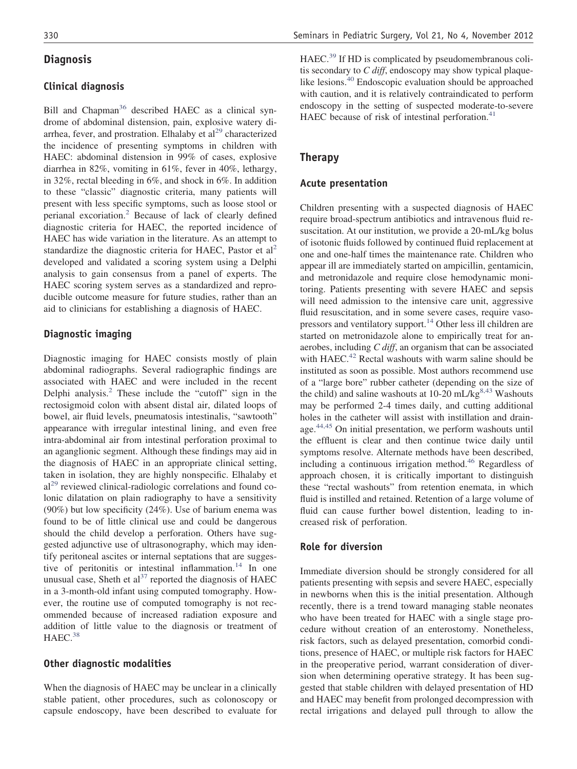## Diagnosis

### Clinical diagnosis

Bill and Chapman[36] described HAEC as a clinical syndrome of abdominal distension, pain, explosive watery diarrhea, fever, and prostration. Elhalaby et al[29] characterized the incidence of presenting symptoms in children with HAEC: abdominal distension in 99% of cases, explosive diarrhea in 82%, vomiting in 61%, fever in 40%, lethargy, in 32%, rectal bleeding in 6%, and shock in 6%. In addition to these "classic" diagnostic criteria, many patients will present with less specific symptoms, such as loose stool or perianal excoriation.[2] Because of lack of clearly defined diagnostic criteria for HAEC, the reported incidence of HAEC has wide variation in the literature. As an attempt to standardize the diagnostic criteria for HAEC, Pastor et al[2] developed and validated a scoring system using a Delphi analysis to gain consensus from a panel of experts. The HAEC scoring system serves as a standardized and reproducible outcome measure for future studies, rather than an aid to clinicians for establishing a diagnosis of HAEC.

### Diagnostic imaging

Diagnostic imaging for HAEC consists mostly of plain abdominal radiographs. Several radiographic findings are associated with HAEC and were included in the recent Delphi analysis.[2] These include the "cutoff" sign in the rectosigmoid colon with absent distal air, dilated loops of bowel, air fluid levels, pneumatosis intestinalis, "sawtooth" appearance with irregular intestinal lining, and even free intra-abdominal air from intestinal perforation proximal to an aganglionic segment. Although these findings may aid in the diagnosis of HAEC in an appropriate clinical setting, taken in isolation, they are highly nonspecific. Elhalaby et al[29] reviewed clinical-radiologic correlations and found colonic dilatation on plain radiography to have a sensitivity (90%) but low specificity (24%). Use of barium enema was found to be of little clinical use and could be dangerous should the child develop a perforation. Others have suggested adjunctive use of ultrasonography, which may identify peritoneal ascites or internal septations that are suggestive of peritonitis or intestinal inflammation.[14] In one unusual case, Sheth et al[37] reported the diagnosis of HAEC in a 3-month-old infant using computed tomography. However, the routine use of computed tomography is not recommended because of increased radiation exposure and addition of little value to the diagnosis or treatment of HAEC.[38]

### Other diagnostic modalities

When the diagnosis of HAEC may be unclear in a clinically stable patient, other procedures, such as colonoscopy or capsule endoscopy, have been described to evaluate for HAEC.[39] If HD is complicated by pseudomembranous colitis secondary to *C diff*, endoscopy may show typical plaque-like lesions.[40] Endoscopic evaluation should be approached with caution, and it is relatively contraindicated to perform endoscopy in the setting of suspected moderate-to-severe HAEC because of risk of intestinal perforation.[41]

## Therapy

### Acute presentation

Children presenting with a suspected diagnosis of HAEC require broad-spectrum antibiotics and intravenous fluid resuscitation. At our institution, we provide a 20-mL/kg bolus of isotonic fluids followed by continued fluid replacement at one and one-half times the maintenance rate. Children who appear ill are immediately started on ampicillin, gentamicin, and metronidazole and require close hemodynamic monitoring. Patients presenting with severe HAEC and sepsis will need admission to the intensive care unit, aggressive fluid resuscitation, and in some severe cases, require vasopressors and ventilatory support.[14] Other less ill children are started on metronidazole alone to empirically treat for anaerobes, including *C diff*, an organism that can be associated with HAEC.[42] Rectal washouts with warm saline should be instituted as soon as possible. Most authors recommend use of a "large bore" rubber catheter (depending on the size of the child) and saline washouts at 10-20 mL/kg[8,43] Washouts may be performed 2-4 times daily, and cutting additional holes in the catheter will assist with instillation and drainage.[44,45] On initial presentation, we perform washouts until the effluent is clear and then continue twice daily until symptoms resolve. Alternate methods have been described, including a continuous irrigation method.[46] Regardless of approach chosen, it is critically important to distinguish these "rectal washouts" from retention enemata, in which fluid is instilled and retained. Retention of a large volume of fluid can cause further bowel distention, leading to increased risk of perforation.

### Role for diversion

Immediate diversion should be strongly considered for all patients presenting with sepsis and severe HAEC, especially in newborns when this is the initial presentation. Although recently, there is a trend toward managing stable neonates who have been treated for HAEC with a single stage procedure without creation of an enterostomy. Nonetheless, risk factors, such as delayed presentation, comorbid conditions, presence of HAEC, or multiple risk factors for HAEC in the preoperative period, warrant consideration of diversion when determining operative strategy. It has been suggested that stable children with delayed presentation of HD and HAEC may benefit from prolonged decompression with rectal irrigations and delayed pull through to allow the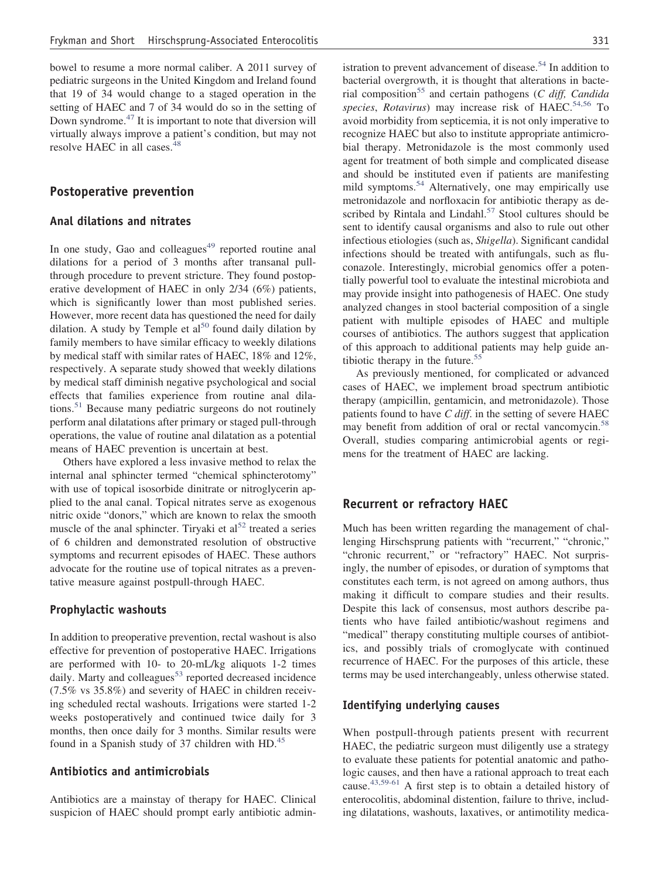bowel to resume a more normal caliber. A 2011 survey of pediatric surgeons in the United Kingdom and Ireland found that 19 of 34 would change to a staged operation in the setting of HAEC and 7 of 34 would do so in the setting of Down syndrome.[47] It is important to note that diversion will virtually always improve a patient's condition, but may not resolve HAEC in all cases.[48]

## Postoperative prevention

### Anal dilations and nitrates

In one study, Gao and colleagues[49] reported routine anal dilations for a period of 3 months after transanal pull-through procedure to prevent stricture. They found postoperative development of HAEC in only 2/34 (6%) patients, which is significantly lower than most published series. However, more recent data has questioned the need for daily dilation. A study by Temple et al[50] found daily dilation by family members to have similar efficacy to weekly dilations by medical staff with similar rates of HAEC, 18% and 12%, respectively. A separate study showed that weekly dilations by medical staff diminish negative psychological and social effects that families experience from routine anal dilations.[51] Because many pediatric surgeons do not routinely perform anal dilatations after primary or staged pull-through operations, the value of routine anal dilatation as a potential means of HAEC prevention is uncertain at best.

Others have explored a less invasive method to relax the internal anal sphincter termed "chemical sphincterotomy" with use of topical isosorbide dinitrate or nitroglycerin applied to the anal canal. Topical nitrates serve as exogenous nitric oxide "donors," which are known to relax the smooth muscle of the anal sphincter. Tiryaki et al[52] treated a series of 6 children and demonstrated resolution of obstructive symptoms and recurrent episodes of HAEC. These authors advocate for the routine use of topical nitrates as a preventative measure against postpull-through HAEC.

### Prophylactic washouts

In addition to preoperative prevention, rectal washout is also effective for prevention of postoperative HAEC. Irrigations are performed with 10- to 20-mL/kg aliquots 1-2 times daily. Marty and colleagues[53] reported decreased incidence (7.5% vs 35.8%) and severity of HAEC in children receiving scheduled rectal washouts. Irrigations were started 1-2 weeks postoperatively and continued twice daily for 3 months, then once daily for 3 months. Similar results were found in a Spanish study of 37 children with HD.[45]

### Antibiotics and antimicrobials

Antibiotics are a mainstay of therapy for HAEC. Clinical suspicion of HAEC should prompt early antibiotic administration to prevent advancement of disease.[54] In addition to bacterial overgrowth, it is thought that alterations in bacterial composition[55] and certain pathogens (*C diff, Candida species*, *Rotavirus*) may increase risk of HAEC.[54,56] To avoid morbidity from septicemia, it is not only imperative to recognize HAEC but also to institute appropriate antimicrobial therapy. Metronidazole is the most commonly used agent for treatment of both simple and complicated disease and should be instituted even if patients are manifesting mild symptoms.[54] Alternatively, one may empirically use metronidazole and norfloxacin for antibiotic therapy as described by Rintala and Lindahl.[57] Stool cultures should be sent to identify causal organisms and also to rule out other infectious etiologies (such as, *Shigella*). Significant candidal infections should be treated with antifungals, such as fluconazole. Interestingly, microbial genomics offer a potentially powerful tool to evaluate the intestinal microbiota and may provide insight into pathogenesis of HAEC. One study analyzed changes in stool bacterial composition of a single patient with multiple episodes of HAEC and multiple courses of antibiotics. The authors suggest that application of this approach to additional patients may help guide antibiotic therapy in the future.[55]

As previously mentioned, for complicated or advanced cases of HAEC, we implement broad spectrum antibiotic therapy (ampicillin, gentamicin, and metronidazole). Those patients found to have *C diff*. in the setting of severe HAEC may benefit from addition of oral or rectal vancomycin.[58] Overall, studies comparing antimicrobial agents or regimens for the treatment of HAEC are lacking.

## Recurrent or refractory HAEC

Much has been written regarding the management of challenging Hirschsprung patients with "recurrent," "chronic," "chronic recurrent," or "refractory" HAEC. Not surprisingly, the number of episodes, or duration of symptoms that constitutes each term, is not agreed on among authors, thus making it difficult to compare studies and their results. Despite this lack of consensus, most authors describe patients who have failed antibiotic/washout regimens and "medical" therapy constituting multiple courses of antibiotics, and possibly trials of cromoglycate with continued recurrence of HAEC. For the purposes of this article, these terms may be used interchangeably, unless otherwise stated.

### Identifying underlying causes

When postpull-through patients present with recurrent HAEC, the pediatric surgeon must diligently use a strategy to evaluate these patients for potential anatomic and pathologic causes, and then have a rational approach to treat each cause.[43,59-61] A first step is to obtain a detailed history of enterocolitis, abdominal distention, failure to thrive, including dilatations, washouts, laxatives, or antimotility medica-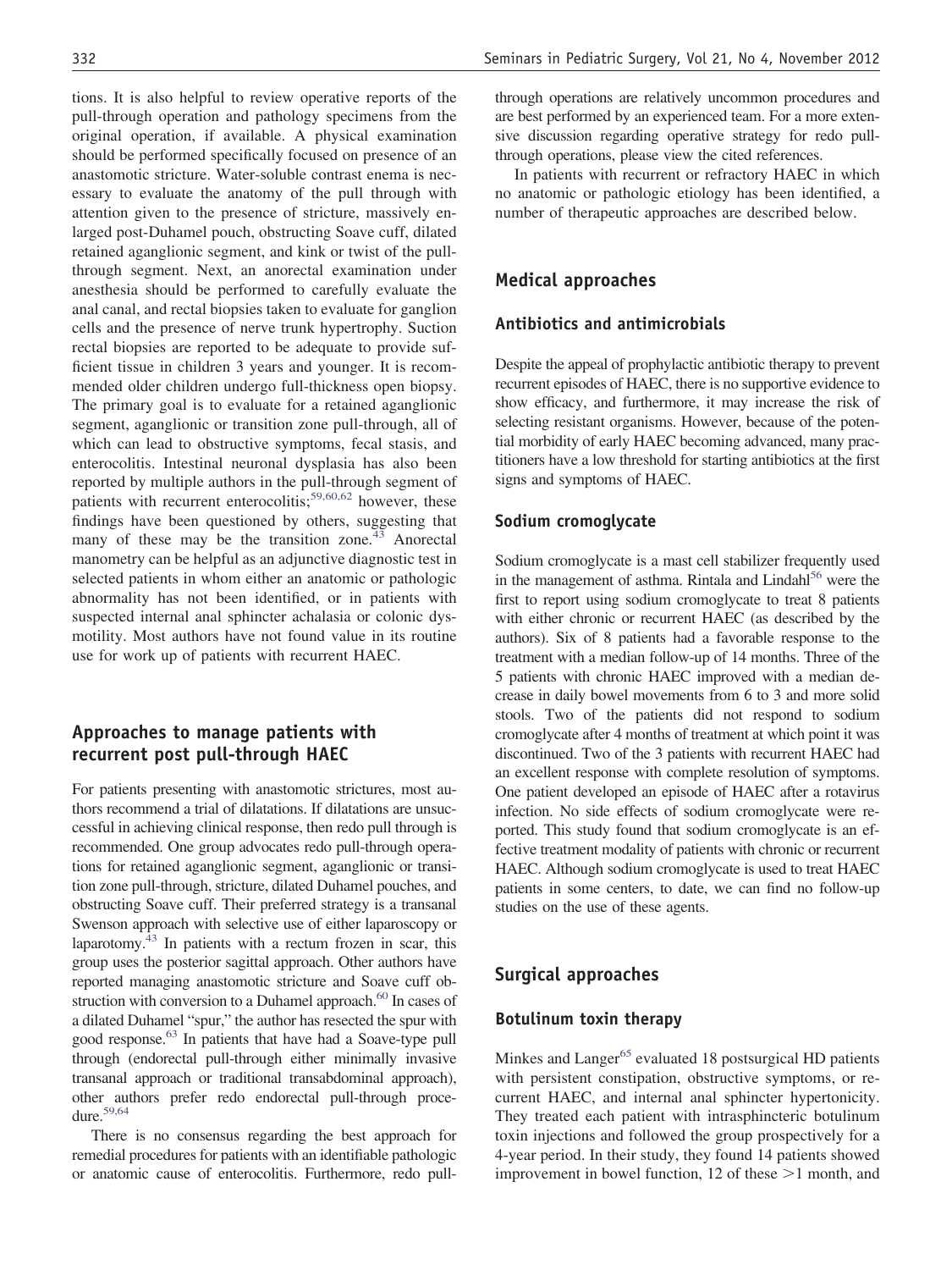tions. It is also helpful to review operative reports of the pull-through operation and pathology specimens from the original operation, if available. A physical examination should be performed specifically focused on presence of an anastomotic stricture. Water-soluble contrast enema is necessary to evaluate the anatomy of the pull through with attention given to the presence of stricture, massively enlarged post-Duhamel pouch, obstructing Soave cuff, dilated retained aganglionic segment, and kink or twist of the pull-through segment. Next, an anorectal examination under anesthesia should be performed to carefully evaluate the anal canal, and rectal biopsies taken to evaluate for ganglion cells and the presence of nerve trunk hypertrophy. Suction rectal biopsies are reported to be adequate to provide sufficient tissue in children 3 years and younger. It is recommended older children undergo full-thickness open biopsy. The primary goal is to evaluate for a retained aganglionic segment, aganglionic or transition zone pull-through, all of which can lead to obstructive symptoms, fecal stasis, and enterocolitis. Intestinal neuronal dysplasia has also been reported by multiple authors in the pull-through segment of patients with recurrent enterocolitis;[59,60,62] however, these findings have been questioned by others, suggesting that many of these may be the transition zone.[43] Anorectal manometry can be helpful as an adjunctive diagnostic test in selected patients in whom either an anatomic or pathologic abnormality has not been identified, or in patients with suspected internal anal sphincter achalasia or colonic dysmotility. Most authors have not found value in its routine use for work up of patients with recurrent HAEC.

## Approaches to manage patients with recurrent post pull-through HAEC

For patients presenting with anastomotic strictures, most authors recommend a trial of dilatations. If dilatations are unsuccessful in achieving clinical response, then redo pull through is recommended. One group advocates redo pull-through operations for retained aganglionic segment, aganglionic or transition zone pull-through, stricture, dilated Duhamel pouches, and obstructing Soave cuff. Their preferred strategy is a transanal Swenson approach with selective use of either laparoscopy or laparotomy.[43] In patients with a rectum frozen in scar, this group uses the posterior sagittal approach. Other authors have reported managing anastomotic stricture and Soave cuff obstruction with conversion to a Duhamel approach.[60] In cases of a dilated Duhamel "spur," the author has resected the spur with good response.[63] In patients that have had a Soave-type pull through (endorectal pull-through either minimally invasive transanal approach or traditional transabdominal approach), other authors prefer redo endorectal pull-through procedure.[59,64]

There is no consensus regarding the best approach for remedial procedures for patients with an identifiable pathologic or anatomic cause of enterocolitis. Furthermore, redo pull-through operations are relatively uncommon procedures and are best performed by an experienced team. For a more extensive discussion regarding operative strategy for redo pull-through operations, please view the cited references.

In patients with recurrent or refractory HAEC in which no anatomic or pathologic etiology has been identified, a number of therapeutic approaches are described below.

## Medical approaches

### Antibiotics and antimicrobials

Despite the appeal of prophylactic antibiotic therapy to prevent recurrent episodes of HAEC, there is no supportive evidence to show efficacy, and furthermore, it may increase the risk of selecting resistant organisms. However, because of the potential morbidity of early HAEC becoming advanced, many practitioners have a low threshold for starting antibiotics at the first signs and symptoms of HAEC.

### Sodium cromoglycate

Sodium cromoglycate is a mast cell stabilizer frequently used in the management of asthma. Rintala and Lindahl[56] were the first to report using sodium cromoglycate to treat 8 patients with either chronic or recurrent HAEC (as described by the authors). Six of 8 patients had a favorable response to the treatment with a median follow-up of 14 months. Three of the 5 patients with chronic HAEC improved with a median decrease in daily bowel movements from 6 to 3 and more solid stools. Two of the patients did not respond to sodium cromoglycate after 4 months of treatment at which point it was discontinued. Two of the 3 patients with recurrent HAEC had an excellent response with complete resolution of symptoms. One patient developed an episode of HAEC after a rotavirus infection. No side effects of sodium cromoglycate were reported. This study found that sodium cromoglycate is an effective treatment modality of patients with chronic or recurrent HAEC. Although sodium cromoglycate is used to treat HAEC patients in some centers, to date, we can find no follow-up studies on the use of these agents.

## Surgical approaches

### Botulinum toxin therapy

Minkes and Langer[65] evaluated 18 postsurgical HD patients with persistent constipation, obstructive symptoms, or recurrent HAEC, and internal anal sphincter hypertonicity. They treated each patient with intrasphincteric botulinum toxin injections and followed the group prospectively for a 4-year period. In their study, they found 14 patients showed improvement in bowel function, 12 of these >1 month, and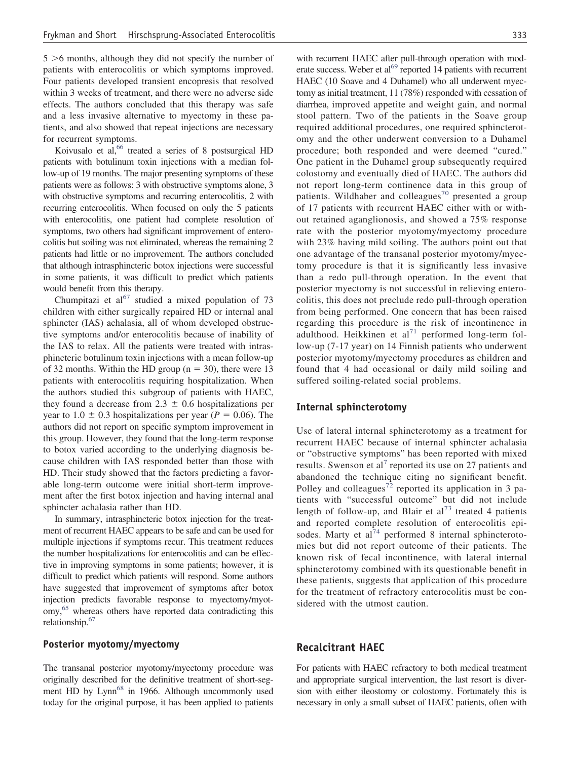5 >6 months, although they did not specify the number of patients with enterocolitis or which symptoms improved. Four patients developed transient encopresis that resolved within 3 weeks of treatment, and there were no adverse side effects. The authors concluded that this therapy was safe and a less invasive alternative to myectomy in these patients, and also showed that repeat injections are necessary for recurrent symptoms.

Koivusalo et al,[66] treated a series of 8 postsurgical HD patients with botulinum toxin injections with a median follow-up of 19 months. The major presenting symptoms of these patients were as follows: 3 with obstructive symptoms alone, 3 with obstructive symptoms and recurring enterocolitis, 2 with recurring enterocolitis. When focused on only the 5 patients with enterocolitis, one patient had complete resolution of symptoms, two others had significant improvement of enterocolitis but soiling was not eliminated, whereas the remaining 2 patients had little or no improvement. The authors concluded that although intrasphincteric botox injections were successful in some patients, it was difficult to predict which patients would benefit from this therapy.

Chumpitazi et al[67] studied a mixed population of 73 children with either surgically repaired HD or internal anal sphincter (IAS) achalasia, all of whom developed obstructive symptoms and/or enterocolitis because of inability of the IAS to relax. All the patients were treated with intrasphincteric botulinum toxin injections with a mean follow-up of 32 months. Within the HD group ($n = 30$), there were 13 patients with enterocolitis requiring hospitalization. When the authors studied this subgroup of patients with HAEC, they found a decrease from $2.3 \pm 0.6$ hospitalizations per year to $1.0 \pm 0.3$ hospitalizations per year ($P = 0.06$). The authors did not report on specific symptom improvement in this group. However, they found that the long-term response to botox varied according to the underlying diagnosis because children with IAS responded better than those with HD. Their study showed that the factors predicting a favorable long-term outcome were initial short-term improvement after the first botox injection and having internal anal sphincter achalasia rather than HD.

In summary, intrasphincteric botox injection for the treatment of recurrent HAEC appears to be safe and can be used for multiple injections if symptoms recur. This treatment reduces the number hospitalizations for enterocolitis and can be effective in improving symptoms in some patients; however, it is difficult to predict which patients will respond. Some authors have suggested that improvement of symptoms after botox injection predicts favorable response to myectomy/myotomy,[65] whereas others have reported data contradicting this relationship.[67]

### Posterior myotomy/myectomy

The transanal posterior myotomy/myectomy procedure was originally described for the definitive treatment of short-segment HD by Lynn[68] in 1966. Although uncommonly used today for the original purpose, it has been applied to patients with recurrent HAEC after pull-through operation with moderate success. Weber et al[69] reported 14 patients with recurrent HAEC (10 Soave and 4 Duhamel) who all underwent myectomy as initial treatment, 11 (78%) responded with cessation of diarrhea, improved appetite and weight gain, and normal stool pattern. Two of the patients in the Soave group required additional procedures, one required sphincterotomy and the other underwent conversion to a Duhamel procedure; both responded and were deemed "cured." One patient in the Duhamel group subsequently required colostomy and eventually died of HAEC. The authors did not report long-term continence data in this group of patients. Wildhaber and colleagues[70] presented a group of 17 patients with recurrent HAEC either with or without retained aganglionosis, and showed a 75% response rate with the posterior myotomy/myectomy procedure with 23% having mild soiling. The authors point out that one advantage of the transanal posterior myotomy/myectomy procedure is that it is significantly less invasive than a redo pull-through operation. In the event that posterior myectomy is not successful in relieving enterocolitis, this does not preclude redo pull-through operation from being performed. One concern that has been raised regarding this procedure is the risk of incontinence in adulthood. Heikkinen et al[71] performed long-term follow-up (7-17 year) on 14 Finnish patients who underwent posterior myotomy/myectomy procedures as children and found that 4 had occasional or daily mild soiling and suffered soiling-related social problems.

### Internal sphincterotomy

Use of lateral internal sphincterotomy as a treatment for recurrent HAEC because of internal sphincter achalasia or "obstructive symptoms" has been reported with mixed results. Swenson et al[7] reported its use on 27 patients and abandoned the technique citing no significant benefit. Polley and colleagues[72] reported its application in 3 patients with "successful outcome" but did not include length of follow-up, and Blair et al[73] treated 4 patients and reported complete resolution of enterocolitis episodes. Marty et al[74] performed 8 internal sphincterotomies but did not report outcome of their patients. The known risk of fecal incontinence, with lateral internal sphincterotomy combined with its questionable benefit in these patients, suggests that application of this procedure for the treatment of refractory enterocolitis must be considered with the utmost caution.

## Recalcitrant HAEC

For patients with HAEC refractory to both medical treatment and appropriate surgical intervention, the last resort is diversion with either ileostomy or colostomy. Fortunately this is necessary in only a small subset of HAEC patients, often with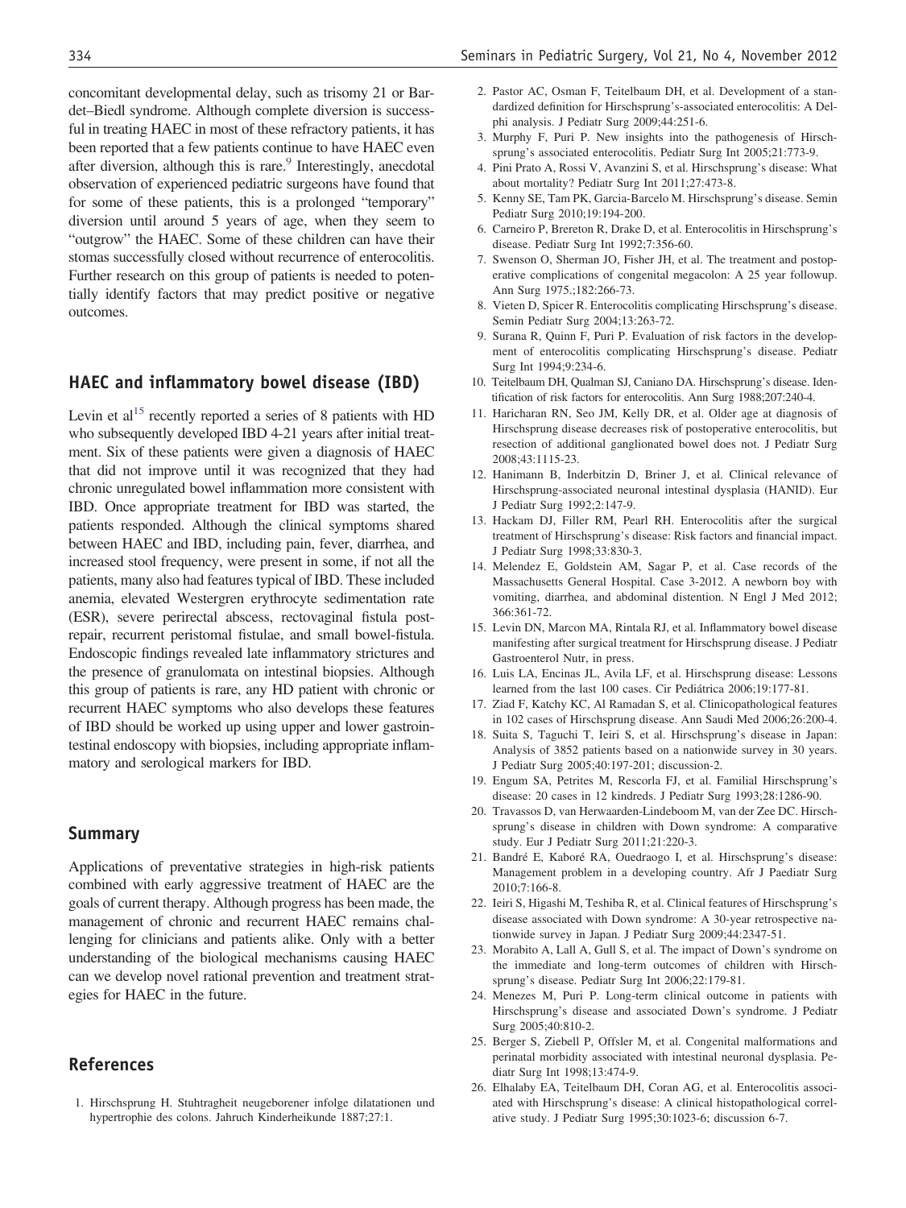concomitant developmental delay, such as trisomy 21 or Bardet–Biedl syndrome. Although complete diversion is successful in treating HAEC in most of these refractory patients, it has been reported that a few patients continue to have HAEC even after diversion, although this is rare.[9] Interestingly, anecdotal observation of experienced pediatric surgeons have found that for some of these patients, this is a prolonged "temporary" diversion until around 5 years of age, when they seem to "outgrow" the HAEC. Some of these children can have their stomas successfully closed without recurrence of enterocolitis. Further research on this group of patients is needed to potentially identify factors that may predict positive or negative outcomes.

## HAEC and inflammatory bowel disease (IBD)

Levin et al[15] recently reported a series of 8 patients with HD who subsequently developed IBD 4-21 years after initial treatment. Six of these patients were given a diagnosis of HAEC that did not improve until it was recognized that they had chronic unregulated bowel inflammation more consistent with IBD. Once appropriate treatment for IBD was started, the patients responded. Although the clinical symptoms shared between HAEC and IBD, including pain, fever, diarrhea, and increased stool frequency, were present in some, if not all the patients, many also had features typical of IBD. These included anemia, elevated Westergren erythrocyte sedimentation rate (ESR), severe perirectal abscess, rectovaginal fistula post-repair, recurrent peristomal fistulae, and small bowel-fistula. Endoscopic findings revealed late inflammatory strictures and the presence of granulomata on intestinal biopsies. Although this group of patients is rare, any HD patient with chronic or recurrent HAEC symptoms who also develops these features of IBD should be worked up using upper and lower gastrointestinal endoscopy with biopsies, including appropriate inflammatory and serological markers for IBD.

## Summary

Applications of preventative strategies in high-risk patients combined with early aggressive treatment of HAEC are the goals of current therapy. Although progress has been made, the management of chronic and recurrent HAEC remains challenging for clinicians and patients alike. Only with a better understanding of the biological mechanisms causing HAEC can we develop novel rational prevention and treatment strategies for HAEC in the future.

## References

1. Hirschsprung H. Stuhtragheit neugeborener infolge dilatationen und hypertrophie des colons. Jahruch Kinderheikunde 1887;27:1.
2. Pastor AC, Osman F, Teitelbaum DH, et al. Development of a standardized definition for Hirschsprung's-associated enterocolitis: A Delphi analysis. J Pediatr Surg 2009;44:251-6.
3. Murphy F, Puri P. New insights into the pathogenesis of Hirschsprung's associated enterocolitis. Pediatr Surg Int 2005;21:773-9.
4. Pini Prato A, Rossi V, Avanzini S, et al. Hirschsprung's disease: What about mortality? Pediatr Surg Int 2011;27:473-8.
5. Kenny SE, Tam PK, Garcia-Barcelo M. Hirschsprung's disease. Semin Pediatr Surg 2010;19:194-200.
6. Carneiro P, Brereton R, Drake D, et al. Enterocolitis in Hirschsprung's disease. Pediatr Surg Int 1992;7:356-60.
7. Swenson O, Sherman JO, Fisher JH, et al. The treatment and postoperative complications of congenital megacolon: A 25 year followup. Ann Surg 1975.;182:266-73.
8. Vieten D, Spicer R. Enterocolitis complicating Hirschsprung's disease. Semin Pediatr Surg 2004;13:263-72.
9. Surana R, Quinn F, Puri P. Evaluation of risk factors in the development of enterocolitis complicating Hirschsprung's disease. Pediatr Surg Int 1994;9:234-6.
10. Teitelbaum DH, Qualman SJ, Caniano DA. Hirschsprung's disease. Identification of risk factors for enterocolitis. Ann Surg 1988;207:240-4.
11. Haricharan RN, Seo JM, Kelly DR, et al. Older age at diagnosis of Hirschsprung disease decreases risk of postoperative enterocolitis, but resection of additional ganglionated bowel does not. J Pediatr Surg 2008;43:1115-23.
12. Hanimann B, Inderbitzin D, Briner J, et al. Clinical relevance of Hirschsprung-associated neuronal intestinal dysplasia (HANID). Eur J Pediatr Surg 1992;2:147-9.
13. Hackam DJ, Filler RM, Pearl RH. Enterocolitis after the surgical treatment of Hirschsprung's disease: Risk factors and financial impact. J Pediatr Surg 1998;33:830-3.
14. Melendez E, Goldstein AM, Sagar P, et al. Case records of the Massachusetts General Hospital. Case 3-2012. A newborn boy with vomiting, diarrhea, and abdominal distention. N Engl J Med 2012; 366:361-72.
15. Levin DN, Marcon MA, Rintala RJ, et al. Inflammatory bowel disease manifesting after surgical treatment for Hirschsprung disease. J Pediatr Gastroenterol Nutr, in press.
16. Luis LA, Encinas JL, Avila LF, et al. Hirschsprung disease: Lessons learned from the last 100 cases. Cir Pediátrica 2006;19:177-81.
17. Ziad F, Katchy KC, Al Ramadan S, et al. Clinicopathological features in 102 cases of Hirschsprung disease. Ann Saudi Med 2006;26:200-4.
18. Suita S, Taguchi T, Ieiri S, et al. Hirschsprung's disease in Japan: Analysis of 3852 patients based on a nationwide survey in 30 years. J Pediatr Surg 2005;40:197-201; discussion-2.
19. Engum SA, Petrites M, Rescorla FJ, et al. Familial Hirschsprung's disease: 20 cases in 12 kindreds. J Pediatr Surg 1993;28:1286-90.
20. Travassos D, van Herwaarden-Lindeboom M, van der Zee DC. Hirschsprung's disease in children with Down syndrome: A comparative study. Eur J Pediatr Surg 2011;21:220-3.
21. Bandré E, Kaboré RA, Ouedraogo I, et al. Hirschsprung's disease: Management problem in a developing country. Afr J Paediatr Surg 2010;7:166-8.
22. Ieiri S, Higashi M, Teshiba R, et al. Clinical features of Hirschsprung's disease associated with Down syndrome: A 30-year retrospective nationwide survey in Japan. J Pediatr Surg 2009;44:2347-51.
23. Morabito A, Lall A, Gull S, et al. The impact of Down's syndrome on the immediate and long-term outcomes of children with Hirschsprung's disease. Pediatr Surg Int 2006;22:179-81.
24. Menezes M, Puri P. Long-term clinical outcome in patients with Hirschsprung's disease and associated Down's syndrome. J Pediatr Surg 2005;40:810-2.
25. Berger S, Ziebell P, Offsler M, et al. Congenital malformations and perinatal morbidity associated with intestinal neuronal dysplasia. Pediatr Surg Int 1998;13:474-9.
26. Elhalaby EA, Teitelbaum DH, Coran AG, et al. Enterocolitis associated with Hirschsprung's disease: A clinical histopathological correlative study. J Pediatr Surg 1995;30:1023-6; discussion 6-7.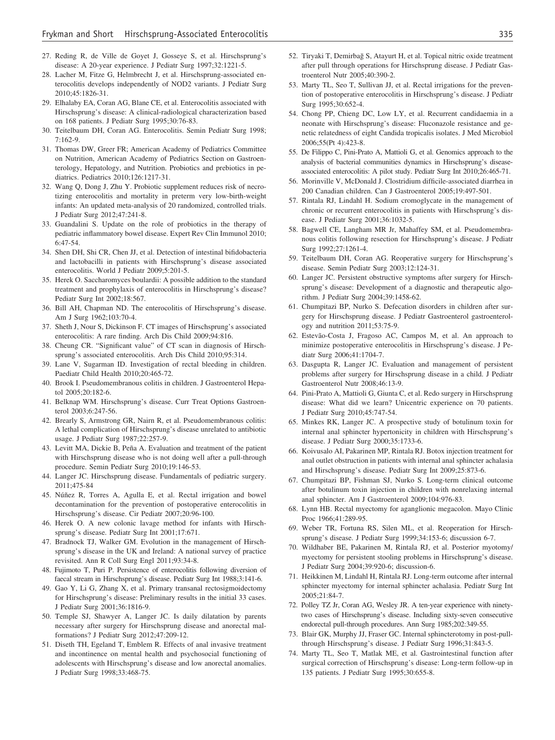27. Reding R, de Ville de Goyet J, Gosseye S, et al. Hirschsprung's disease: A 20-year experience. J Pediatr Surg 1997;32:1221-5.
28. Lacher M, Fitze G, Helmbrecht J, et al. Hirschsprung-associated enterocolitis develops independently of NOD2 variants. J Pediatr Surg 2010;45:1826-31.
29. Elhalaby EA, Coran AG, Blane CE, et al. Enterocolitis associated with Hirschsprung's disease: A clinical-radiological characterization based on 168 patients. J Pediatr Surg 1995;30:76-83.
30. Teitelbaum DH, Coran AG. Enterocolitis. Semin Pediatr Surg 1998; 7:162-9.
31. Thomas DW, Greer FR; American Academy of Pediatrics Committee on Nutrition, American Academy of Pediatrics Section on Gastroenterology, Hepatology, and Nutrition. Probiotics and prebiotics in pediatrics. Pediatrics 2010;126:1217-31.
32. Wang Q, Dong J, Zhu Y. Probiotic supplement reduces risk of necrotizing enterocolitis and mortality in preterm very low-birth-weight infants: An updated meta-analysis of 20 randomized, controlled trials. J Pediatr Surg 2012;47:241-8.
33. Guandalini S. Update on the role of probiotics in the therapy of pediatric inflammatory bowel disease. Expert Rev Clin Immunol 2010; 6:47-54.
34. Shen DH, Shi CR, Chen JJ, et al. Detection of intestinal bifidobacteria and lactobacilli in patients with Hirschsprung's disease associated enterocolitis. World J Pediatr 2009;5:201-5.
35. Herek O. Saccharomyces boulardii: A possible addition to the standard treatment and prophylaxis of enterocolitis in Hirschsprung's disease? Pediatr Surg Int 2002;18:567.
36. Bill AH, Chapman ND. The enterocolitis of Hirschsprung's disease. Am J Surg 1962;103:70-4.
37. Sheth J, Nour S, Dickinson F. CT images of Hirschsprung's associated enterocolitis: A rare finding. Arch Dis Child 2009;94:816.
38. Cheung CR. "Significant value" of CT scan in diagnosis of Hirschsprung's associated enterocolitis. Arch Dis Child 2010;95:314.
39. Lane V, Sugarman ID. Investigation of rectal bleeding in children. Paediatr Child Health 2010;20:465-72.
40. Brook I. Pseudomembranous colitis in children. J Gastroenterol Hepatol 2005;20:182-6.
41. Belknap WM. Hirschsprung's disease. Curr Treat Options Gastroenterol 2003;6:247-56.
42. Brearly S, Armstrong GR, Nairn R, et al. Pseudomembranous colitis: A lethal complication of Hirschsprung's disease unrelated to antibiotic usage. J Pediatr Surg 1987;22:257-9.
43. Levitt MA, Dickie B, Peña A. Evaluation and treatment of the patient with Hirschsprung disease who is not doing well after a pull-through procedure. Semin Pediatr Surg 2010;19:146-53.
44. Langer JC. Hirschsprung disease. Fundamentals of pediatric surgery. 2011;475-84
45. Núñez R, Torres A, Agulla E, et al. Rectal irrigation and bowel decontamination for the prevention of postoperative enterocolitis in Hirschsprung's disease. Cir Pediatr 2007;20:96-100.
46. Herek O. A new colonic lavage method for infants with Hirschsprung's disease. Pediatr Surg Int 2001;17:671.
47. Bradnock TJ, Walker GM. Evolution in the management of Hirschsprung's disease in the UK and Ireland: A national survey of practice revisited. Ann R Coll Surg Engl 2011;93:34-8.
48. Fujimoto T, Puri P. Persistence of enterocolitis following diversion of faecal stream in Hirschsprung's disease. Pediatr Surg Int 1988;3:141-6.
49. Gao Y, Li G, Zhang X, et al. Primary transanal rectosigmoidectomy for Hirschsprung's disease: Preliminary results in the initial 33 cases. J Pediatr Surg 2001;36:1816-9.
50. Temple SJ, Shawyer A, Langer JC. Is daily dilatation by parents necessary after surgery for Hirschsprung disease and anorectal malformations? J Pediatr Surg 2012;47:209-12.
51. Diseth TH, Egeland T, Emblem R. Effects of anal invasive treatment and incontinence on mental health and psychosocial functioning of adolescents with Hirschsprung's disease and low anorectal anomalies. J Pediatr Surg 1998;33:468-75.
52. Tiryaki T, Demirbağ S, Atayurt H, et al. Topical nitric oxide treatment after pull through operations for Hirschsprung disease. J Pediatr Gastroenterol Nutr 2005;40:390-2.
53. Marty TL, Seo T, Sullivan JJ, et al. Rectal irrigations for the prevention of postoperative enterocolitis in Hirschsprung's disease. J Pediatr Surg 1995;30:652-4.
54. Chong PP, Chieng DC, Low LY, et al. Recurrent candidaemia in a neonate with Hirschsprung's disease: Fluconazole resistance and genetic relatedness of eight Candida tropicalis isolates. J Med Microbiol 2006;55(Pt 4):423-8.
55. De Filippo C, Pini-Prato A, Mattioli G, et al. Genomics approach to the analysis of bacterial communities dynamics in Hirschsprung's disease-associated enterocolitis: A pilot study. Pediatr Surg Int 2010;26:465-71.
56. Morinville V, McDonald J. Clostridium difficile-associated diarrhea in 200 Canadian children. Can J Gastroenterol 2005;19:497-501.
57. Rintala RJ, Lindahl H. Sodium cromoglycate in the management of chronic or recurrent enterocolitis in patients with Hirschsprung's disease. J Pediatr Surg 2001;36:1032-5.
58. Bagwell CE, Langham MR Jr, Mahaffey SM, et al. Pseudomembranous colitis following resection for Hirschsprung's disease. J Pediatr Surg 1992;27:1261-4.
59. Teitelbaum DH, Coran AG. Reoperative surgery for Hirschsprung's disease. Semin Pediatr Surg 2003;12:124-31.
60. Langer JC. Persistent obstructive symptoms after surgery for Hirschsprung's disease: Development of a diagnostic and therapeutic algorithm. J Pediatr Surg 2004;39:1458-62.
61. Chumpitazi BP, Nurko S. Defecation disorders in children after surgery for Hirschsprung disease. J Pediatr Gastroenterol gastroenterology and nutrition 2011;53:75-9.
62. Estevão-Costa J, Fragoso AC, Campos M, et al. An approach to minimize postoperative enterocolitis in Hirschsprung's disease. J Pediatr Surg 2006;41:1704-7.
63. Dasgupta R, Langer JC. Evaluation and management of persistent problems after surgery for Hirschsprung disease in a child. J Pediatr Gastroenterol Nutr 2008;46:13-9.
64. Pini-Prato A, Mattioli G, Giunta C, et al. Redo surgery in Hirschsprung disease: What did we learn? Unicentric experience on 70 patients. J Pediatr Surg 2010;45:747-54.
65. Minkes RK, Langer JC. A prospective study of botulinum toxin for internal anal sphincter hypertonicity in children with Hirschsprung's disease. J Pediatr Surg 2000;35:1733-6.
66. Koivusalo AI, Pakarinen MP, Rintala RJ. Botox injection treatment for anal outlet obstruction in patients with internal anal sphincter achalasia and Hirschsprung's disease. Pediatr Surg Int 2009;25:873-6.
67. Chumpitazi BP, Fishman SJ, Nurko S. Long-term clinical outcome after botulinum toxin injection in children with nonrelaxing internal anal sphincter. Am J Gastroenterol 2009;104:976-83.
68. Lynn HB. Rectal myectomy for aganglionic megacolon. Mayo Clinic Proc 1966;41:289-95.
69. Weber TR, Fortuna RS, Silen ML, et al. Reoperation for Hirschsprung's disease. J Pediatr Surg 1999;34:153-6; discussion 6-7.
70. Wildhaber BE, Pakarinen M, Rintala RJ, et al. Posterior myotomy/myectomy for persistent stooling problems in Hirschsprung's disease. J Pediatr Surg 2004;39:920-6; discussion-6.
71. Heikkinen M, Lindahl H, Rintala RJ. Long-term outcome after internal sphincter myectomy for internal sphincter achalasia. Pediatr Surg Int 2005;21:84-7.
72. Polley TZ Jr, Coran AG, Wesley JR. A ten-year experience with ninety-two cases of Hirschsprung's disease. Including sixty-seven consecutive endorectal pull-through procedures. Ann Surg 1985;202:349-55.
73. Blair GK, Murphy JJ, Fraser GC. Internal sphincterotomy in post-pull-through Hirschsprung's disease. J Pediatr Surg 1996;31:843-5.
74. Marty TL, Seo T, Matlak ME, et al. Gastrointestinal function after surgical correction of Hirschsprung's disease: Long-term follow-up in 135 patients. J Pediatr Surg 1995;30:655-8.